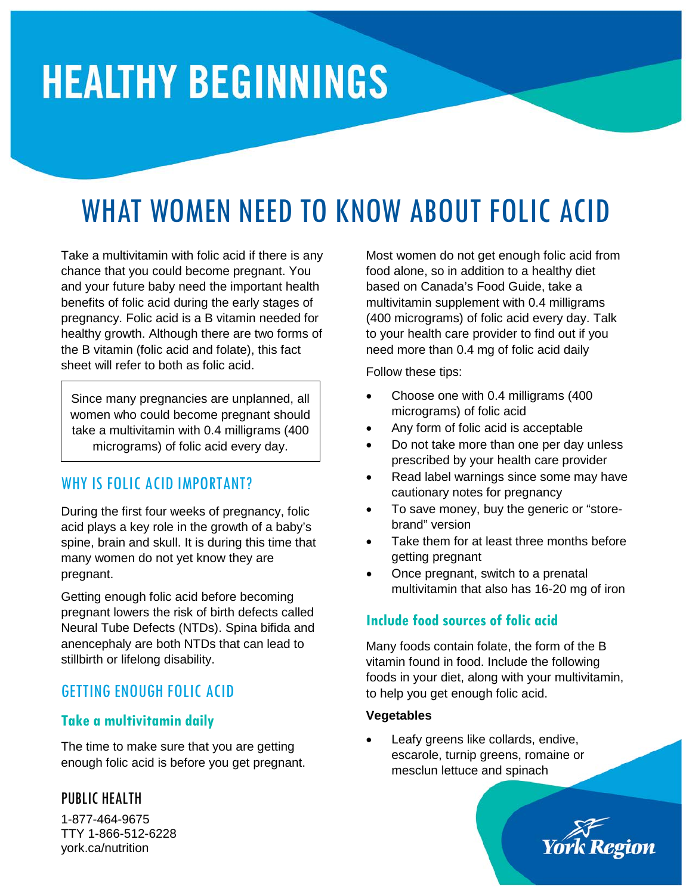# HEALTHY BEGINNINGS

## WHAT WOMEN NEED TO KNOW ABOUT FOLIC ACID

Take a multivitamin with folic acid if there is any chance that you could become pregnant. You and your future baby need the important health benefits of folic acid during the early stages of pregnancy. Folic acid is a B vitamin needed for healthy growth. Although there are two forms of the B vitamin (folic acid and folate), this fact sheet will refer to both as folic acid.

> Since many pregnancies are unplanned, all women who could become pregnant should take a multivitamin with 0.4 milligrams (400 micrograms) of folic acid every day.

### WHY IS FOLIC ACID IMPORTANT?

During the first four weeks of pregnancy, folic acid plays a key role in the growth of a baby's spine, brain and skull. It is during this time that many women do not yet know they are pregnant.

Getting enough folic acid before becoming pregnant lowers the risk of birth defects called Neural Tube Defects (NTDs). Spina bifida and anencephaly are both NTDs that can lead to stillbirth or lifelong disability.

### GETTING ENOUGH FOLIC ACID

#### Take a multivitamin daily

The time to make sure that you are getting enough folic acid is before you get pregnant.

Most women do not get enough folic acid from food alone, so in addition to a healthy diet based on Canada's Food Guide, take a multivitamin supplement with 0.4 milligrams (400 micrograms) of folic acid every day. Talk to your health care provider to find out if you need more than 0.4 mg of folic acid daily

Follow these tips:

- Choose one with 0.4 milligrams (400 micrograms) of folic acid
- Any form of folic acid is acceptable
- Do not take more than one per day unless prescribed by your health care provider
- Read label warnings since some may have cautionary notes for pregnancy
- To save money, buy the generic or "store-brand" version
- Take them for at least three months before getting pregnant
- Once pregnant, switch to a prenatal multivitamin that also has 16-20 mg of iron

#### Include food sources of folic acid

Many foods contain folate, the form of the B vitamin found in food. Include the following foods in your diet, along with your multivitamin, to help you get enough folic acid.

**Vegetables**

- Leafy greens like collards, endive, escarole, turnip greens, romaine or mesclun lettuce and spinach

PUBLIC HEALTH

1-877-464-9675
TTY 1-866-512-6228
york.ca/nutrition

York Region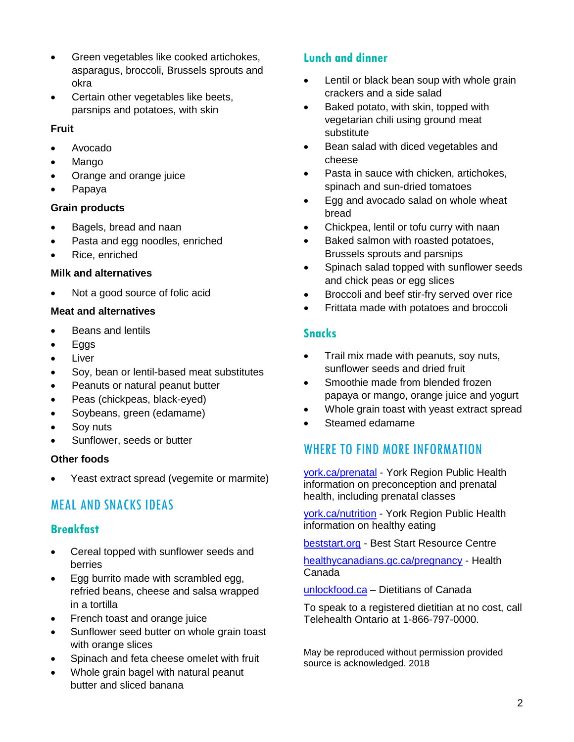- Green vegetables like cooked artichokes, asparagus, broccoli, Brussels sprouts and okra
- Certain other vegetables like beets, parsnips and potatoes, with skin

**Fruit**

- Avocado
- Mango
- Orange and orange juice
- Papaya

**Grain products**

- Bagels, bread and naan
- Pasta and egg noodles, enriched
- Rice, enriched

**Milk and alternatives**

- Not a good source of folic acid

**Meat and alternatives**

- Beans and lentils
- Eggs
- Liver
- Soy, bean or lentil-based meat substitutes
- Peanuts or natural peanut butter
- Peas (chickpeas, black-eyed)
- Soybeans, green (edamame)
- Soy nuts
- Sunflower, seeds or butter

**Other foods**

- Yeast extract spread (vegemite or marmite)

## MEAL AND SNACKS IDEAS

### Breakfast

- Cereal topped with sunflower seeds and berries
- Egg burrito made with scrambled egg, refried beans, cheese and salsa wrapped in a tortilla
- French toast and orange juice
- Sunflower seed butter on whole grain toast with orange slices
- Spinach and feta cheese omelet with fruit
- Whole grain bagel with natural peanut butter and sliced banana

### Lunch and dinner

- Lentil or black bean soup with whole grain crackers and a side salad
- Baked potato, with skin, topped with vegetarian chili using ground meat substitute
- Bean salad with diced vegetables and cheese
- Pasta in sauce with chicken, artichokes, spinach and sun-dried tomatoes
- Egg and avocado salad on whole wheat bread
- Chickpea, lentil or tofu curry with naan
- Baked salmon with roasted potatoes, Brussels sprouts and parsnips
- Spinach salad topped with sunflower seeds and chick peas or egg slices
- Broccoli and beef stir-fry served over rice
- Frittata made with potatoes and broccoli

### Snacks

- Trail mix made with peanuts, soy nuts, sunflower seeds and dried fruit
- Smoothie made from blended frozen papaya or mango, orange juice and yogurt
- Whole grain toast with yeast extract spread
- Steamed edamame

## WHERE TO FIND MORE INFORMATION

york.ca/prenatal - York Region Public Health information on preconception and prenatal health, including prenatal classes

york.ca/nutrition - York Region Public Health information on healthy eating

beststart.org - Best Start Resource Centre

healthycanadians.gc.ca/pregnancy - Health Canada

unlockfood.ca – Dietitians of Canada

To speak to a registered dietitian at no cost, call Telehealth Ontario at 1-866-797-0000.

May be reproduced without permission provided source is acknowledged. 2018